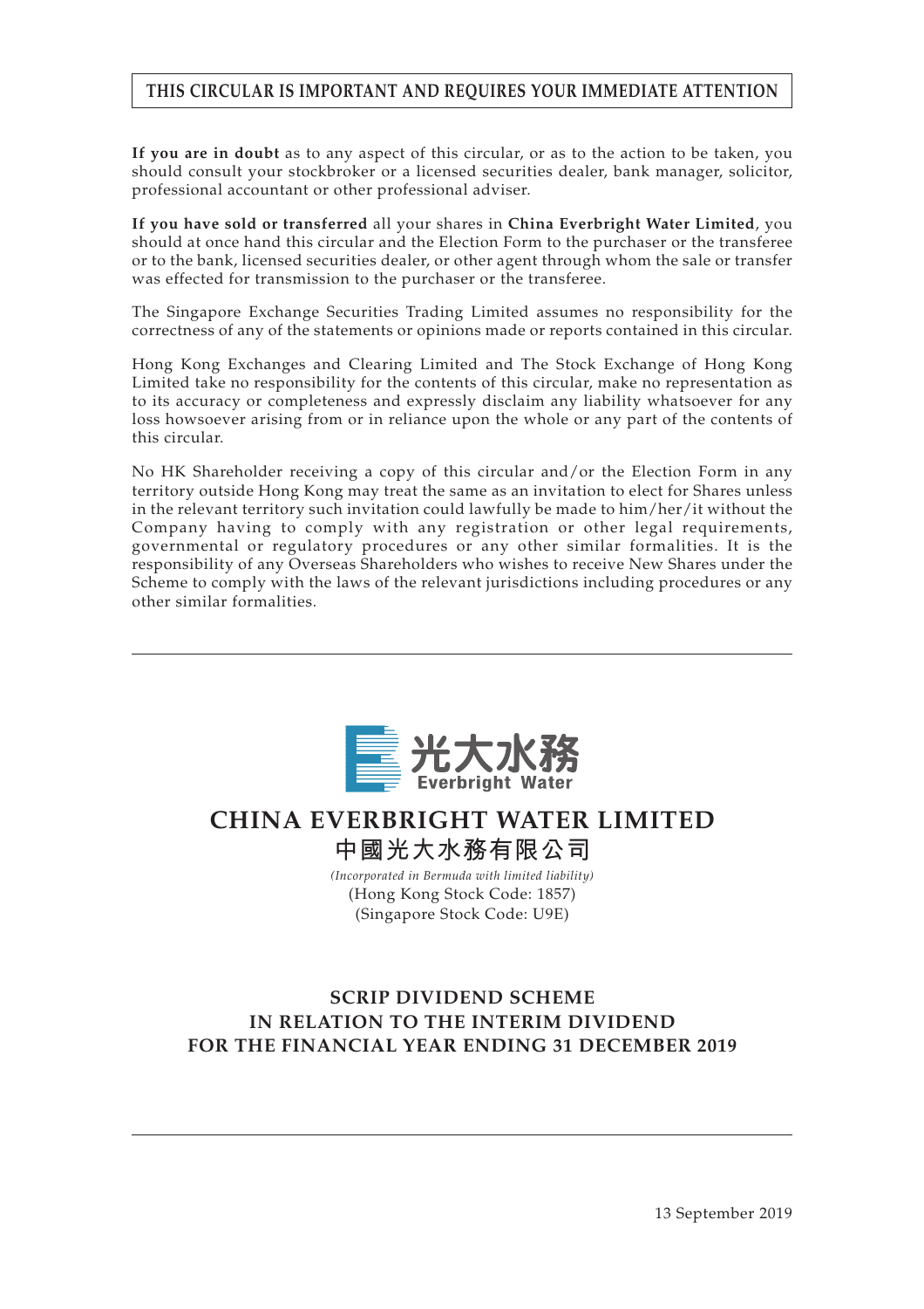**THIS CIRCULAR IS IMPORTANT AND REQUIRES YOUR IMMEDIATE ATTENTION**

**If you are in doubt** as to any aspect of this circular, or as to the action to be taken, you should consult your stockbroker or a licensed securities dealer, bank manager, solicitor, professional accountant or other professional adviser.

**If you have sold or transferred** all your shares in **China Everbright Water Limited**, you should at once hand this circular and the Election Form to the purchaser or the transferee or to the bank, licensed securities dealer, or other agent through whom the sale or transfer was effected for transmission to the purchaser or the transferee.

The Singapore Exchange Securities Trading Limited assumes no responsibility for the correctness of any of the statements or opinions made or reports contained in this circular.

Hong Kong Exchanges and Clearing Limited and The Stock Exchange of Hong Kong Limited take no responsibility for the contents of this circular, make no representation as to its accuracy or completeness and expressly disclaim any liability whatsoever for any loss howsoever arising from or in reliance upon the whole or any part of the contents of this circular.

No HK Shareholder receiving a copy of this circular and/or the Election Form in any territory outside Hong Kong may treat the same as an invitation to elect for Shares unless in the relevant territory such invitation could lawfully be made to him/her/it without the Company having to comply with any registration or other legal requirements, governmental or regulatory procedures or any other similar formalities. It is the responsibility of any Overseas Shareholders who wishes to receive New Shares under the Scheme to comply with the laws of the relevant jurisdictions including procedures or any other similar formalities.

光大水務
Everbright Water

# CHINA EVERBRIGHT WATER LIMITED
# 中國光大水務有限公司

*(Incorporated in Bermuda with limited liability)*
(Hong Kong Stock Code: 1857)
(Singapore Stock Code: U9E)

## SCRIP DIVIDEND SCHEME IN RELATION TO THE INTERIM DIVIDEND FOR THE FINANCIAL YEAR ENDING 31 DECEMBER 2019

13 September 2019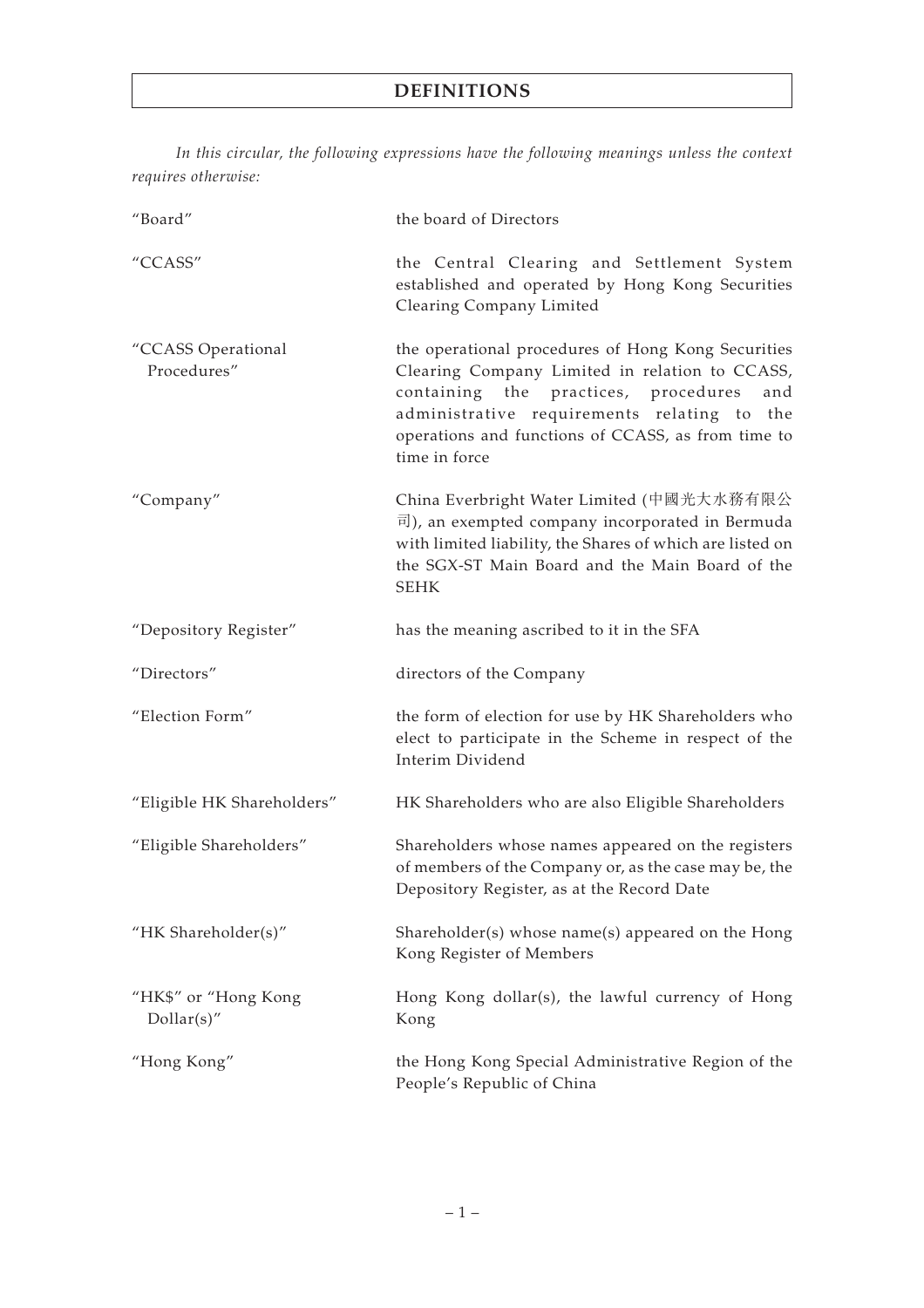# DEFINITIONS

*In this circular, the following expressions have the following meanings unless the context requires otherwise:*

| | |
|---|---|
| "Board" | the board of Directors |
| "CCASS" | the Central Clearing and Settlement System established and operated by Hong Kong Securities Clearing Company Limited |
| "CCASS Operational Procedures" | the operational procedures of Hong Kong Securities Clearing Company Limited in relation to CCASS, containing the practices, procedures and administrative requirements relating to the operations and functions of CCASS, as from time to time in force |
| "Company" | China Everbright Water Limited (中國光大水務有限公司), an exempted company incorporated in Bermuda with limited liability, the Shares of which are listed on the SGX-ST Main Board and the Main Board of the SEHK |
| "Depository Register" | has the meaning ascribed to it in the SFA |
| "Directors" | directors of the Company |
| "Election Form" | the form of election for use by HK Shareholders who elect to participate in the Scheme in respect of the Interim Dividend |
| "Eligible HK Shareholders" | HK Shareholders who are also Eligible Shareholders |
| "Eligible Shareholders" | Shareholders whose names appeared on the registers of members of the Company or, as the case may be, the Depository Register, as at the Record Date |
| "HK Shareholder(s)" | Shareholder(s) whose name(s) appeared on the Hong Kong Register of Members |
| "HK$" or "Hong Kong Dollar(s)" | Hong Kong dollar(s), the lawful currency of Hong Kong |
| "Hong Kong" | the Hong Kong Special Administrative Region of the People's Republic of China |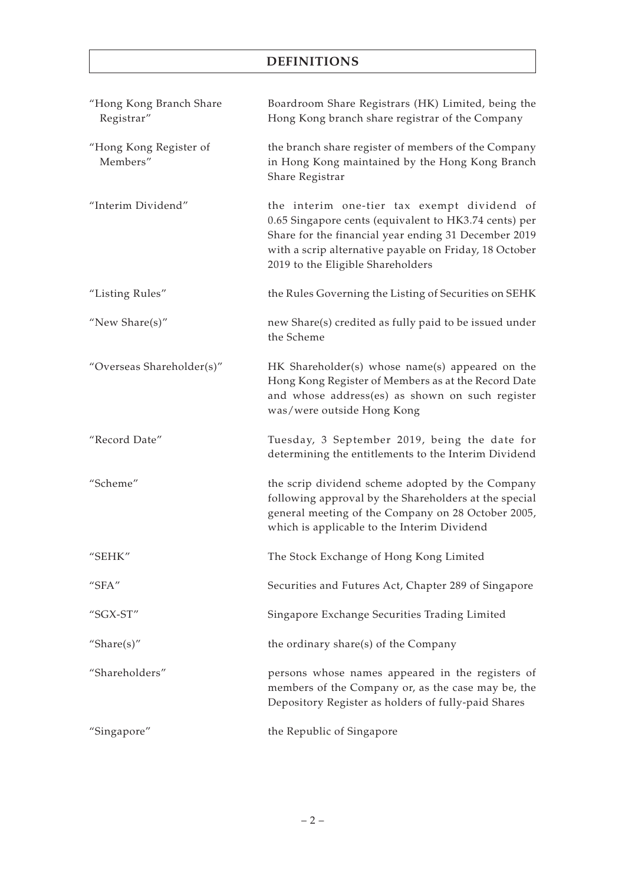# DEFINITIONS

| | |
|---|---|
| "Hong Kong Branch Share Registrar" | Boardroom Share Registrars (HK) Limited, being the Hong Kong branch share registrar of the Company |
| "Hong Kong Register of Members" | the branch share register of members of the Company in Hong Kong maintained by the Hong Kong Branch Share Registrar |
| "Interim Dividend" | the interim one-tier tax exempt dividend of 0.65 Singapore cents (equivalent to HK3.74 cents) per Share for the financial year ending 31 December 2019 with a scrip alternative payable on Friday, 18 October 2019 to the Eligible Shareholders |
| "Listing Rules" | the Rules Governing the Listing of Securities on SEHK |
| "New Share(s)" | new Share(s) credited as fully paid to be issued under the Scheme |
| "Overseas Shareholder(s)" | HK Shareholder(s) whose name(s) appeared on the Hong Kong Register of Members as at the Record Date and whose address(es) as shown on such register was/were outside Hong Kong |
| "Record Date" | Tuesday, 3 September 2019, being the date for determining the entitlements to the Interim Dividend |
| "Scheme" | the scrip dividend scheme adopted by the Company following approval by the Shareholders at the special general meeting of the Company on 28 October 2005, which is applicable to the Interim Dividend |
| "SEHK" | The Stock Exchange of Hong Kong Limited |
| "SFA" | Securities and Futures Act, Chapter 289 of Singapore |
| "SGX-ST" | Singapore Exchange Securities Trading Limited |
| "Share(s)" | the ordinary share(s) of the Company |
| "Shareholders" | persons whose names appeared in the registers of members of the Company or, as the case may be, the Depository Register as holders of fully-paid Shares |
| "Singapore" | the Republic of Singapore |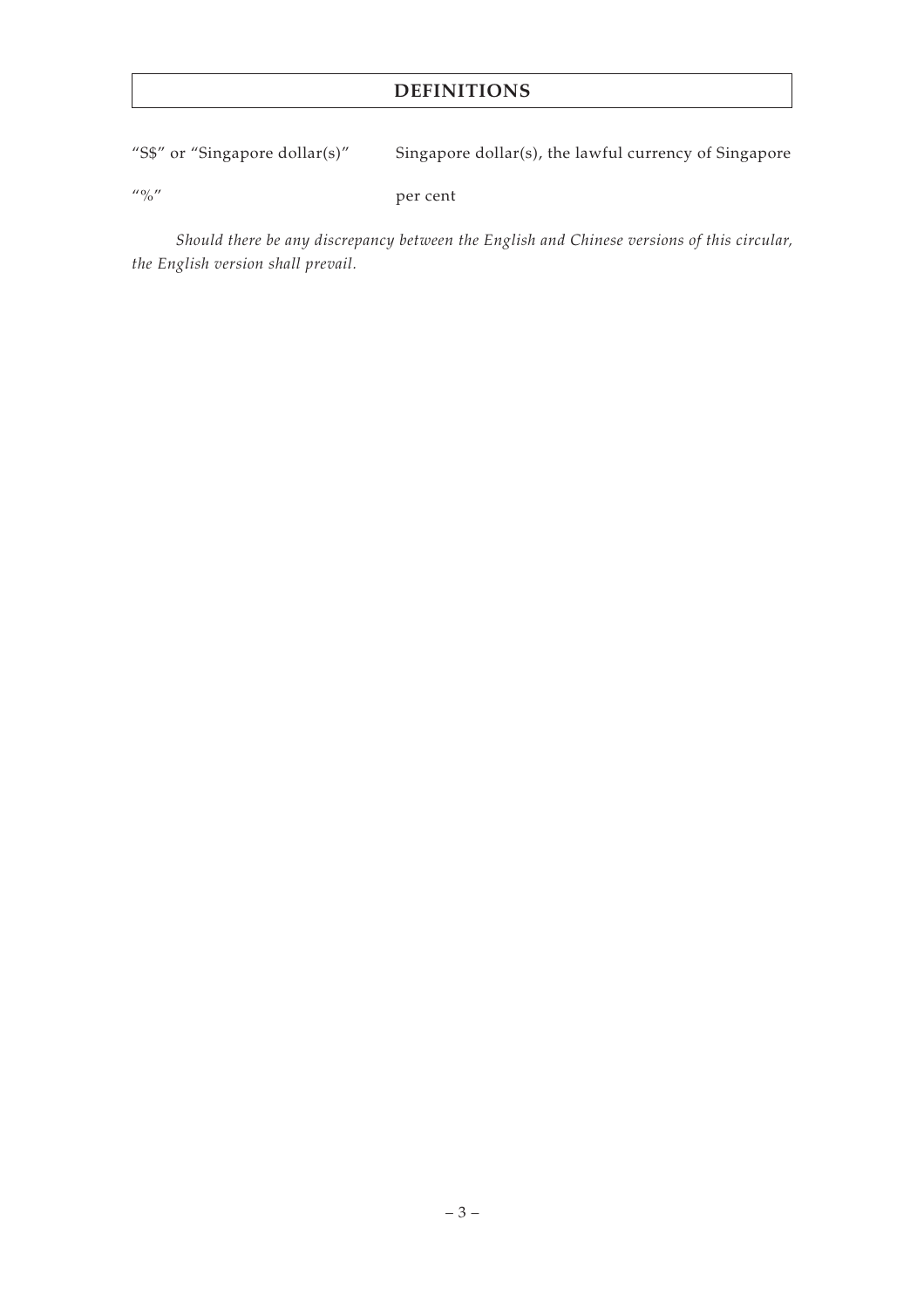# DEFINITIONS

| | |
|---|---|
| "S$" or "Singapore dollar(s)" | Singapore dollar(s), the lawful currency of Singapore |
| "%" | per cent |

*Should there be any discrepancy between the English and Chinese versions of this circular, the English version shall prevail.*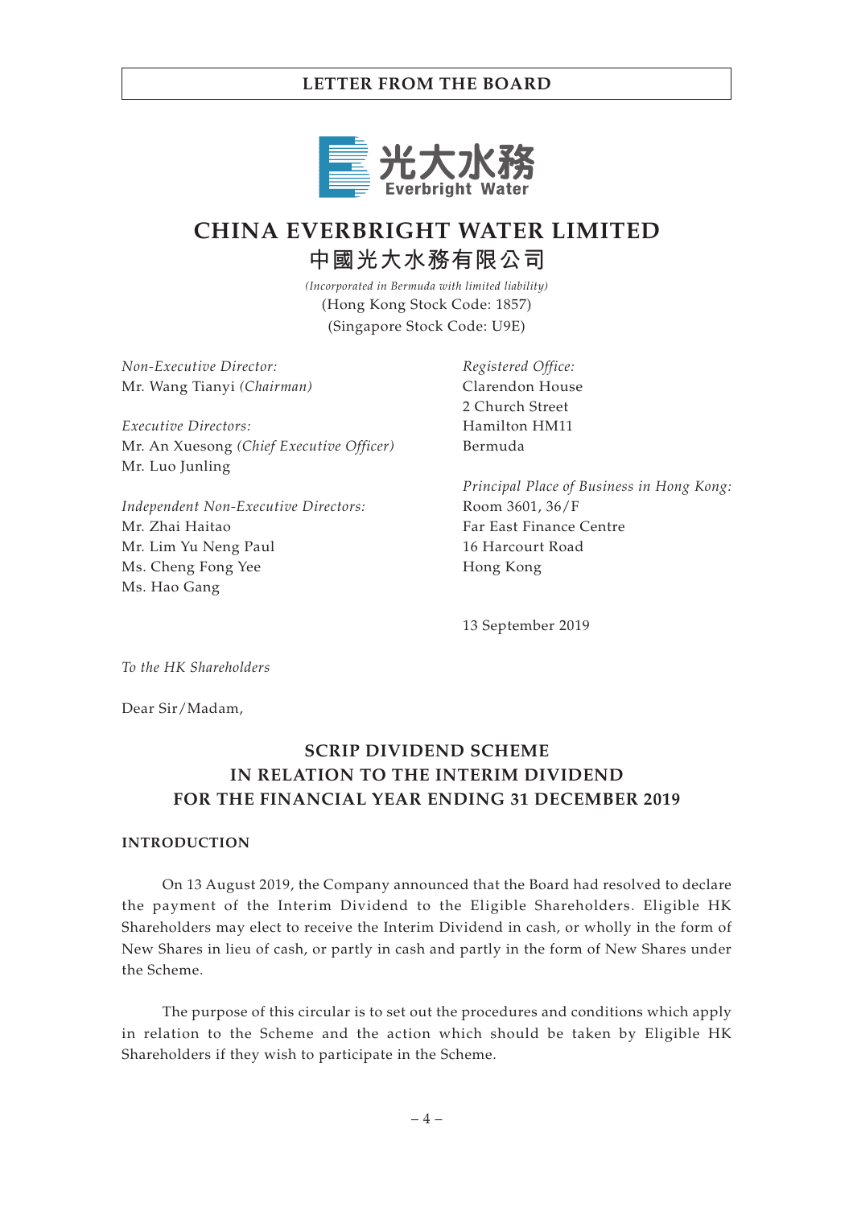# CHINA EVERBRIGHT WATER LIMITED

# 中國光大水務有限公司

*(Incorporated in Bermuda with limited liability)*
(Hong Kong Stock Code: 1857)
(Singapore Stock Code: U9E)

*Non-Executive Director:*
Mr. Wang Tianyi *(Chairman)*

*Executive Directors:*
Mr. An Xuesong *(Chief Executive Officer)*
Mr. Luo Junling

*Independent Non-Executive Directors:*
Mr. Zhai Haitao
Mr. Lim Yu Neng Paul
Ms. Cheng Fong Yee
Ms. Hao Gang

*Registered Office:*
Clarendon House
2 Church Street
Hamilton HM11
Bermuda

*Principal Place of Business in Hong Kong:*
Room 3601, 36/F
Far East Finance Centre
16 Harcourt Road
Hong Kong

13 September 2019

*To the HK Shareholders*

Dear Sir/Madam,

## SCRIP DIVIDEND SCHEME IN RELATION TO THE INTERIM DIVIDEND FOR THE FINANCIAL YEAR ENDING 31 DECEMBER 2019

### INTRODUCTION

On 13 August 2019, the Company announced that the Board had resolved to declare the payment of the Interim Dividend to the Eligible Shareholders. Eligible HK Shareholders may elect to receive the Interim Dividend in cash, or wholly in the form of New Shares in lieu of cash, or partly in cash and partly in the form of New Shares under the Scheme.

The purpose of this circular is to set out the procedures and conditions which apply in relation to the Scheme and the action which should be taken by Eligible HK Shareholders if they wish to participate in the Scheme.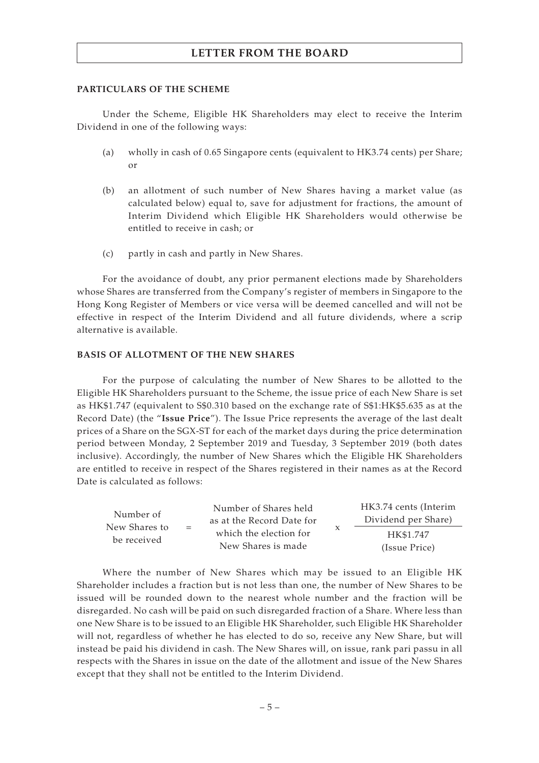# LETTER FROM THE BOARD

## PARTICULARS OF THE SCHEME

Under the Scheme, Eligible HK Shareholders may elect to receive the Interim Dividend in one of the following ways:

(a) wholly in cash of 0.65 Singapore cents (equivalent to HK3.74 cents) per Share; or

(b) an allotment of such number of New Shares having a market value (as calculated below) equal to, save for adjustment for fractions, the amount of Interim Dividend which Eligible HK Shareholders would otherwise be entitled to receive in cash; or

(c) partly in cash and partly in New Shares.

For the avoidance of doubt, any prior permanent elections made by Shareholders whose Shares are transferred from the Company's register of members in Singapore to the Hong Kong Register of Members or vice versa will be deemed cancelled and will not be effective in respect of the Interim Dividend and all future dividends, where a scrip alternative is available.

## BASIS OF ALLOTMENT OF THE NEW SHARES

For the purpose of calculating the number of New Shares to be allotted to the Eligible HK Shareholders pursuant to the Scheme, the issue price of each New Share is set as HK$1.747 (equivalent to S$0.310 based on the exchange rate of S$1:HK$5.635 as at the Record Date) (the "**Issue Price**"). The Issue Price represents the average of the last dealt prices of a Share on the SGX-ST for each of the market days during the price determination period between Monday, 2 September 2019 and Tuesday, 3 September 2019 (both dates inclusive). Accordingly, the number of New Shares which the Eligible HK Shareholders are entitled to receive in respect of the Shares registered in their names as at the Record Date is calculated as follows:

$$\text{Number of New Shares to be received} = \text{Number of Shares held as at the Record Date for which the election for New Shares is made} \times \frac{\text{HK3.74 cents (Interim Dividend per Share)}}{\text{HK\$1.747 (Issue Price)}}$$

Where the number of New Shares which may be issued to an Eligible HK Shareholder includes a fraction but is not less than one, the number of New Shares to be issued will be rounded down to the nearest whole number and the fraction will be disregarded. No cash will be paid on such disregarded fraction of a Share. Where less than one New Share is to be issued to an Eligible HK Shareholder, such Eligible HK Shareholder will not, regardless of whether he has elected to do so, receive any New Share, but will instead be paid his dividend in cash. The New Shares will, on issue, rank pari passu in all respects with the Shares in issue on the date of the allotment and issue of the New Shares except that they shall not be entitled to the Interim Dividend.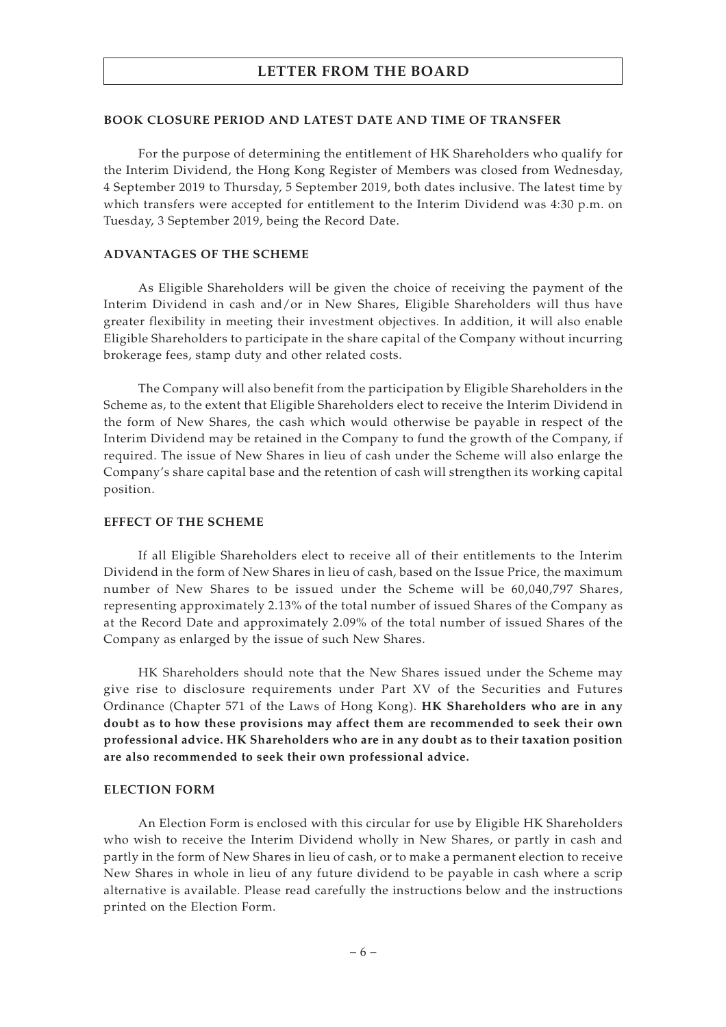## BOOK CLOSURE PERIOD AND LATEST DATE AND TIME OF TRANSFER

For the purpose of determining the entitlement of HK Shareholders who qualify for the Interim Dividend, the Hong Kong Register of Members was closed from Wednesday, 4 September 2019 to Thursday, 5 September 2019, both dates inclusive. The latest time by which transfers were accepted for entitlement to the Interim Dividend was 4:30 p.m. on Tuesday, 3 September 2019, being the Record Date.

## ADVANTAGES OF THE SCHEME

As Eligible Shareholders will be given the choice of receiving the payment of the Interim Dividend in cash and/or in New Shares, Eligible Shareholders will thus have greater flexibility in meeting their investment objectives. In addition, it will also enable Eligible Shareholders to participate in the share capital of the Company without incurring brokerage fees, stamp duty and other related costs.

The Company will also benefit from the participation by Eligible Shareholders in the Scheme as, to the extent that Eligible Shareholders elect to receive the Interim Dividend in the form of New Shares, the cash which would otherwise be payable in respect of the Interim Dividend may be retained in the Company to fund the growth of the Company, if required. The issue of New Shares in lieu of cash under the Scheme will also enlarge the Company's share capital base and the retention of cash will strengthen its working capital position.

## EFFECT OF THE SCHEME

If all Eligible Shareholders elect to receive all of their entitlements to the Interim Dividend in the form of New Shares in lieu of cash, based on the Issue Price, the maximum number of New Shares to be issued under the Scheme will be 60,040,797 Shares, representing approximately 2.13% of the total number of issued Shares of the Company as at the Record Date and approximately 2.09% of the total number of issued Shares of the Company as enlarged by the issue of such New Shares.

HK Shareholders should note that the New Shares issued under the Scheme may give rise to disclosure requirements under Part XV of the Securities and Futures Ordinance (Chapter 571 of the Laws of Hong Kong). **HK Shareholders who are in any doubt as to how these provisions may affect them are recommended to seek their own professional advice. HK Shareholders who are in any doubt as to their taxation position are also recommended to seek their own professional advice.**

## ELECTION FORM

An Election Form is enclosed with this circular for use by Eligible HK Shareholders who wish to receive the Interim Dividend wholly in New Shares, or partly in cash and partly in the form of New Shares in lieu of cash, or to make a permanent election to receive New Shares in whole in lieu of any future dividend to be payable in cash where a scrip alternative is available. Please read carefully the instructions below and the instructions printed on the Election Form.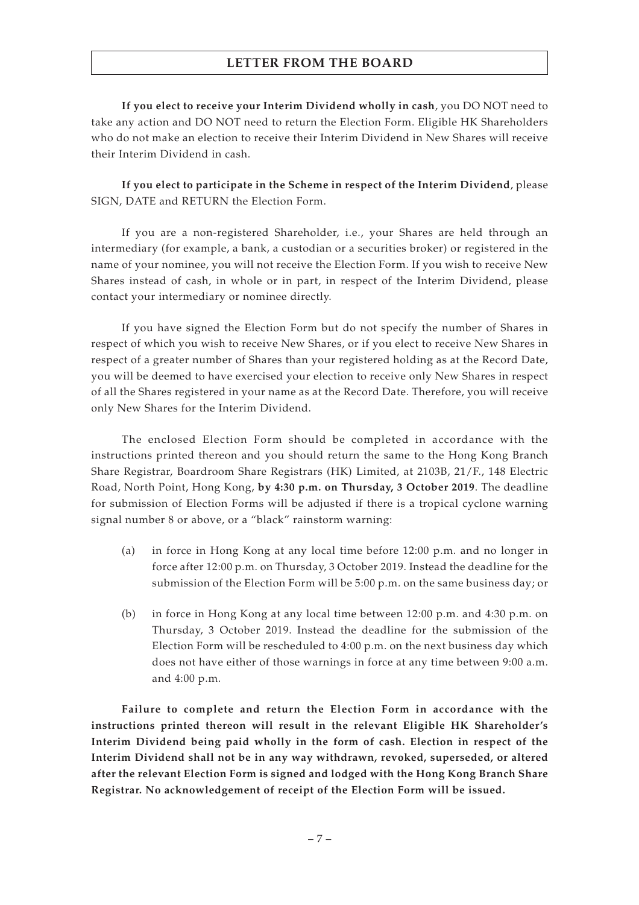**If you elect to receive your Interim Dividend wholly in cash**, you DO NOT need to take any action and DO NOT need to return the Election Form. Eligible HK Shareholders who do not make an election to receive their Interim Dividend in New Shares will receive their Interim Dividend in cash.

**If you elect to participate in the Scheme in respect of the Interim Dividend**, please SIGN, DATE and RETURN the Election Form.

If you are a non-registered Shareholder, i.e., your Shares are held through an intermediary (for example, a bank, a custodian or a securities broker) or registered in the name of your nominee, you will not receive the Election Form. If you wish to receive New Shares instead of cash, in whole or in part, in respect of the Interim Dividend, please contact your intermediary or nominee directly.

If you have signed the Election Form but do not specify the number of Shares in respect of which you wish to receive New Shares, or if you elect to receive New Shares in respect of a greater number of Shares than your registered holding as at the Record Date, you will be deemed to have exercised your election to receive only New Shares in respect of all the Shares registered in your name as at the Record Date. Therefore, you will receive only New Shares for the Interim Dividend.

The enclosed Election Form should be completed in accordance with the instructions printed thereon and you should return the same to the Hong Kong Branch Share Registrar, Boardroom Share Registrars (HK) Limited, at 2103B, 21/F., 148 Electric Road, North Point, Hong Kong, **by 4:30 p.m. on Thursday, 3 October 2019**. The deadline for submission of Election Forms will be adjusted if there is a tropical cyclone warning signal number 8 or above, or a "black" rainstorm warning:

(a) in force in Hong Kong at any local time before 12:00 p.m. and no longer in force after 12:00 p.m. on Thursday, 3 October 2019. Instead the deadline for the submission of the Election Form will be 5:00 p.m. on the same business day; or

(b) in force in Hong Kong at any local time between 12:00 p.m. and 4:30 p.m. on Thursday, 3 October 2019. Instead the deadline for the submission of the Election Form will be rescheduled to 4:00 p.m. on the next business day which does not have either of those warnings in force at any time between 9:00 a.m. and 4:00 p.m.

**Failure to complete and return the Election Form in accordance with the instructions printed thereon will result in the relevant Eligible HK Shareholder's Interim Dividend being paid wholly in the form of cash. Election in respect of the Interim Dividend shall not be in any way withdrawn, revoked, superseded, or altered after the relevant Election Form is signed and lodged with the Hong Kong Branch Share Registrar. No acknowledgement of receipt of the Election Form will be issued.**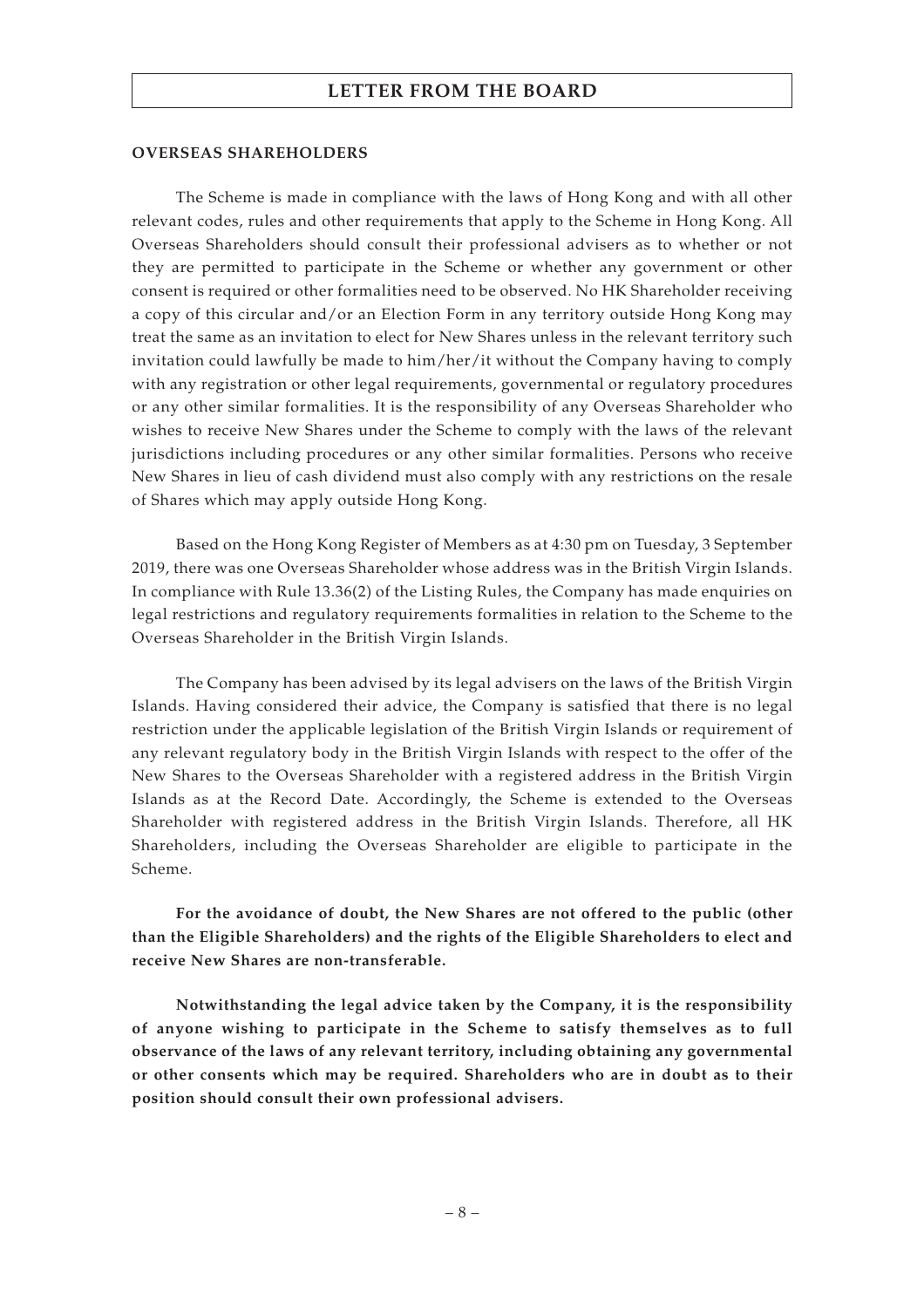**OVERSEAS SHAREHOLDERS**

The Scheme is made in compliance with the laws of Hong Kong and with all other relevant codes, rules and other requirements that apply to the Scheme in Hong Kong. All Overseas Shareholders should consult their professional advisers as to whether or not they are permitted to participate in the Scheme or whether any government or other consent is required or other formalities need to be observed. No HK Shareholder receiving a copy of this circular and/or an Election Form in any territory outside Hong Kong may treat the same as an invitation to elect for New Shares unless in the relevant territory such invitation could lawfully be made to him/her/it without the Company having to comply with any registration or other legal requirements, governmental or regulatory procedures or any other similar formalities. It is the responsibility of any Overseas Shareholder who wishes to receive New Shares under the Scheme to comply with the laws of the relevant jurisdictions including procedures or any other similar formalities. Persons who receive New Shares in lieu of cash dividend must also comply with any restrictions on the resale of Shares which may apply outside Hong Kong.

Based on the Hong Kong Register of Members as at 4:30 pm on Tuesday, 3 September 2019, there was one Overseas Shareholder whose address was in the British Virgin Islands. In compliance with Rule 13.36(2) of the Listing Rules, the Company has made enquiries on legal restrictions and regulatory requirements formalities in relation to the Scheme to the Overseas Shareholder in the British Virgin Islands.

The Company has been advised by its legal advisers on the laws of the British Virgin Islands. Having considered their advice, the Company is satisfied that there is no legal restriction under the applicable legislation of the British Virgin Islands or requirement of any relevant regulatory body in the British Virgin Islands with respect to the offer of the New Shares to the Overseas Shareholder with a registered address in the British Virgin Islands as at the Record Date. Accordingly, the Scheme is extended to the Overseas Shareholder with registered address in the British Virgin Islands. Therefore, all HK Shareholders, including the Overseas Shareholder are eligible to participate in the Scheme.

**For the avoidance of doubt, the New Shares are not offered to the public (other than the Eligible Shareholders) and the rights of the Eligible Shareholders to elect and receive New Shares are non-transferable.**

**Notwithstanding the legal advice taken by the Company, it is the responsibility of anyone wishing to participate in the Scheme to satisfy themselves as to full observance of the laws of any relevant territory, including obtaining any governmental or other consents which may be required. Shareholders who are in doubt as to their position should consult their own professional advisers.**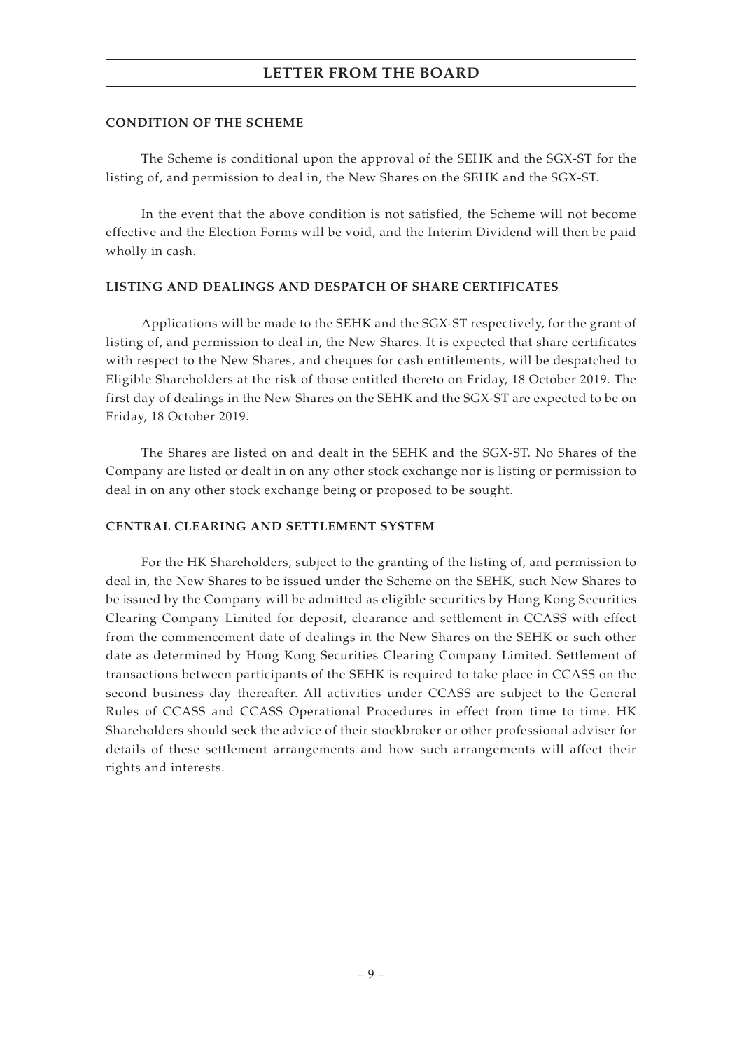## CONDITION OF THE SCHEME

The Scheme is conditional upon the approval of the SEHK and the SGX-ST for the listing of, and permission to deal in, the New Shares on the SEHK and the SGX-ST.

In the event that the above condition is not satisfied, the Scheme will not become effective and the Election Forms will be void, and the Interim Dividend will then be paid wholly in cash.

## LISTING AND DEALINGS AND DESPATCH OF SHARE CERTIFICATES

Applications will be made to the SEHK and the SGX-ST respectively, for the grant of listing of, and permission to deal in, the New Shares. It is expected that share certificates with respect to the New Shares, and cheques for cash entitlements, will be despatched to Eligible Shareholders at the risk of those entitled thereto on Friday, 18 October 2019. The first day of dealings in the New Shares on the SEHK and the SGX-ST are expected to be on Friday, 18 October 2019.

The Shares are listed on and dealt in the SEHK and the SGX-ST. No Shares of the Company are listed or dealt in on any other stock exchange nor is listing or permission to deal in on any other stock exchange being or proposed to be sought.

## CENTRAL CLEARING AND SETTLEMENT SYSTEM

For the HK Shareholders, subject to the granting of the listing of, and permission to deal in, the New Shares to be issued under the Scheme on the SEHK, such New Shares to be issued by the Company will be admitted as eligible securities by Hong Kong Securities Clearing Company Limited for deposit, clearance and settlement in CCASS with effect from the commencement date of dealings in the New Shares on the SEHK or such other date as determined by Hong Kong Securities Clearing Company Limited. Settlement of transactions between participants of the SEHK is required to take place in CCASS on the second business day thereafter. All activities under CCASS are subject to the General Rules of CCASS and CCASS Operational Procedures in effect from time to time. HK Shareholders should seek the advice of their stockbroker or other professional adviser for details of these settlement arrangements and how such arrangements will affect their rights and interests.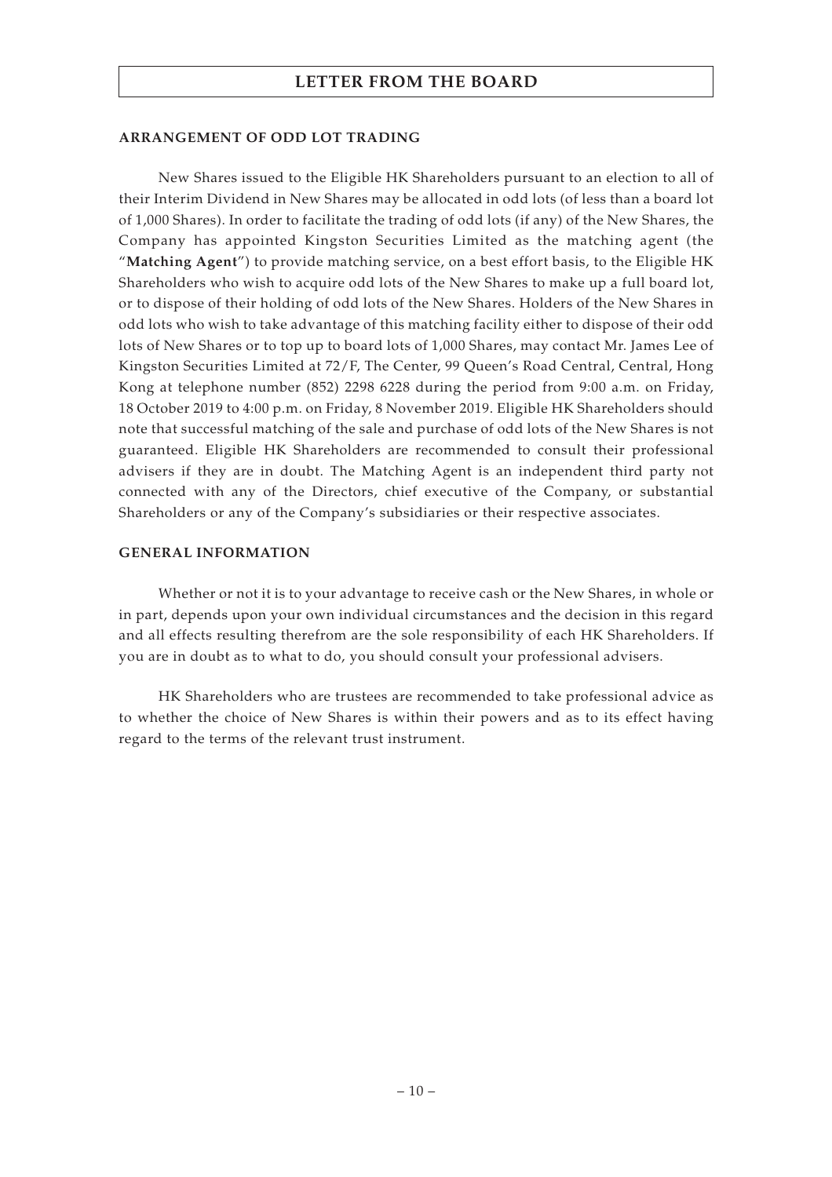## ARRANGEMENT OF ODD LOT TRADING

New Shares issued to the Eligible HK Shareholders pursuant to an election to all of their Interim Dividend in New Shares may be allocated in odd lots (of less than a board lot of 1,000 Shares). In order to facilitate the trading of odd lots (if any) of the New Shares, the Company has appointed Kingston Securities Limited as the matching agent (the "**Matching Agent**") to provide matching service, on a best effort basis, to the Eligible HK Shareholders who wish to acquire odd lots of the New Shares to make up a full board lot, or to dispose of their holding of odd lots of the New Shares. Holders of the New Shares in odd lots who wish to take advantage of this matching facility either to dispose of their odd lots of New Shares or to top up to board lots of 1,000 Shares, may contact Mr. James Lee of Kingston Securities Limited at 72/F, The Center, 99 Queen's Road Central, Central, Hong Kong at telephone number (852) 2298 6228 during the period from 9:00 a.m. on Friday, 18 October 2019 to 4:00 p.m. on Friday, 8 November 2019. Eligible HK Shareholders should note that successful matching of the sale and purchase of odd lots of the New Shares is not guaranteed. Eligible HK Shareholders are recommended to consult their professional advisers if they are in doubt. The Matching Agent is an independent third party not connected with any of the Directors, chief executive of the Company, or substantial Shareholders or any of the Company's subsidiaries or their respective associates.

## GENERAL INFORMATION

Whether or not it is to your advantage to receive cash or the New Shares, in whole or in part, depends upon your own individual circumstances and the decision in this regard and all effects resulting therefrom are the sole responsibility of each HK Shareholders. If you are in doubt as to what to do, you should consult your professional advisers.

HK Shareholders who are trustees are recommended to take professional advice as to whether the choice of New Shares is within their powers and as to its effect having regard to the terms of the relevant trust instrument.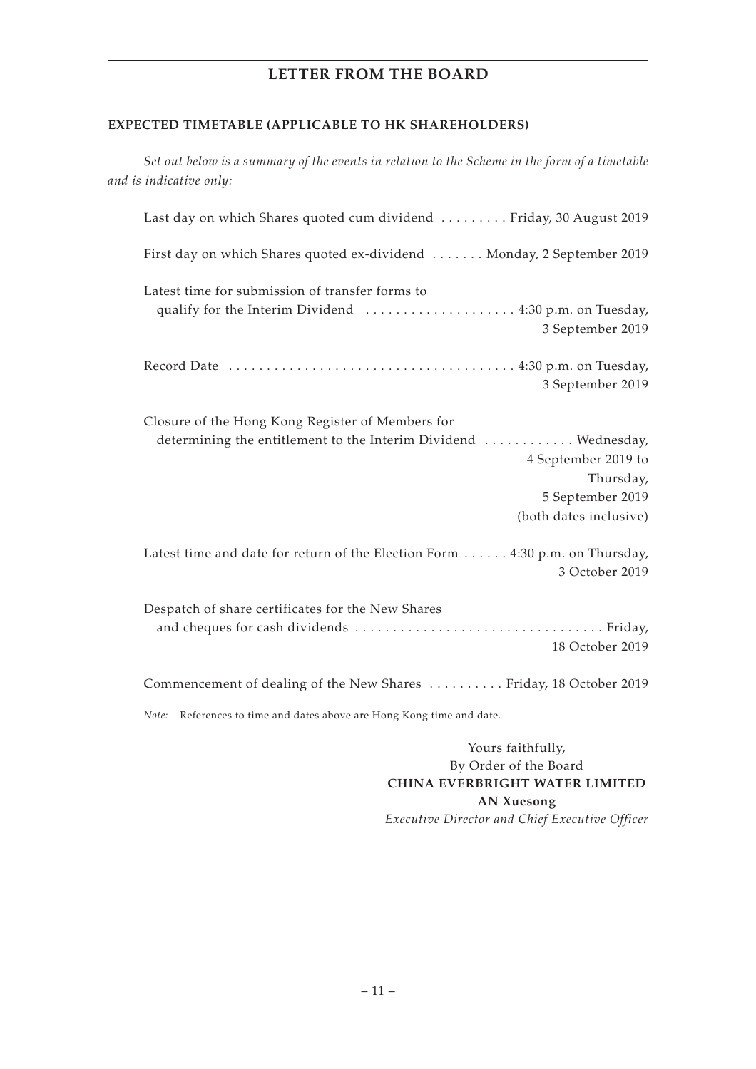## LETTER FROM THE BOARD

**EXPECTED TIMETABLE (APPLICABLE TO HK SHAREHOLDERS)**

*Set out below is a summary of the events in relation to the Scheme in the form of a timetable and is indicative only:*

| | |
|---|---|
| Last day on which Shares quoted cum dividend | Friday, 30 August 2019 |
| First day on which Shares quoted ex-dividend | Monday, 2 September 2019 |
| Latest time for submission of transfer forms to qualify for the Interim Dividend | 4:30 p.m. on Tuesday, 3 September 2019 |
| Record Date | 4:30 p.m. on Tuesday, 3 September 2019 |
| Closure of the Hong Kong Register of Members for determining the entitlement to the Interim Dividend | Wednesday, 4 September 2019 to Thursday, 5 September 2019 (both dates inclusive) |
| Latest time and date for return of the Election Form | 4:30 p.m. on Thursday, 3 October 2019 |
| Despatch of share certificates for the New Shares and cheques for cash dividends | Friday, 18 October 2019 |
| Commencement of dealing of the New Shares | Friday, 18 October 2019 |

*Note:* References to time and dates above are Hong Kong time and date.

Yours faithfully,
By Order of the Board
**CHINA EVERBRIGHT WATER LIMITED**
**AN Xuesong**
*Executive Director and Chief Executive Officer*